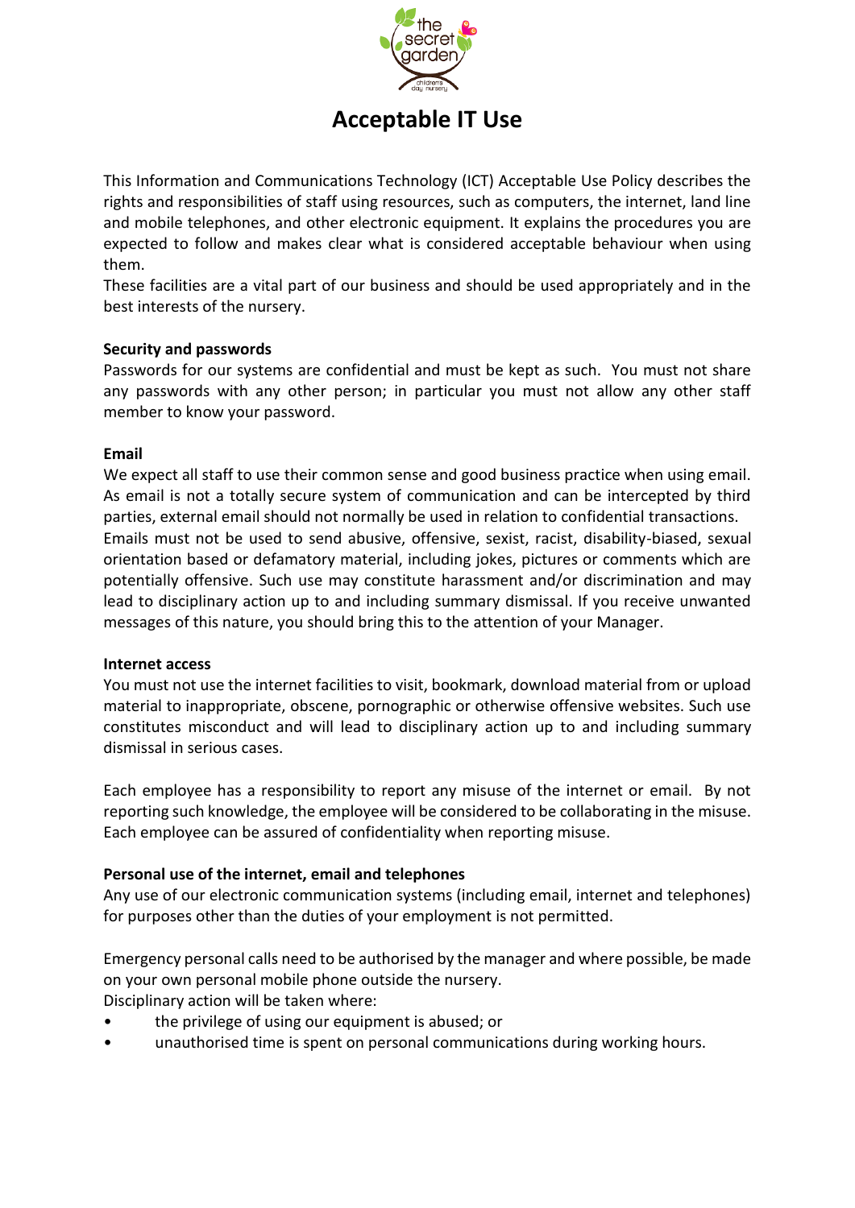# Acceptable IT Use

This Information and Communications Technology (ICT) Acceptable Use Policy describes the rights and responsibilities of staff using resources, such as computers, the internet, land line and mobile telephones, and other electronic equipment. It explains the procedures you are expected to follow and makes clear what is considered acceptable behaviour when using them.

These facilities are a vital part of our business and should be used appropriately and in the best interests of the nursery.

**Security and passwords**

Passwords for our systems are confidential and must be kept as such. You must not share any passwords with any other person; in particular you must not allow any other staff member to know your password.

**Email**

We expect all staff to use their common sense and good business practice when using email. As email is not a totally secure system of communication and can be intercepted by third parties, external email should not normally be used in relation to confidential transactions.

Emails must not be used to send abusive, offensive, sexist, racist, disability-biased, sexual orientation based or defamatory material, including jokes, pictures or comments which are potentially offensive. Such use may constitute harassment and/or discrimination and may lead to disciplinary action up to and including summary dismissal. If you receive unwanted messages of this nature, you should bring this to the attention of your Manager.

**Internet access**

You must not use the internet facilities to visit, bookmark, download material from or upload material to inappropriate, obscene, pornographic or otherwise offensive websites. Such use constitutes misconduct and will lead to disciplinary action up to and including summary dismissal in serious cases.

Each employee has a responsibility to report any misuse of the internet or email. By not reporting such knowledge, the employee will be considered to be collaborating in the misuse. Each employee can be assured of confidentiality when reporting misuse.

**Personal use of the internet, email and telephones**

Any use of our electronic communication systems (including email, internet and telephones) for purposes other than the duties of your employment is not permitted.

Emergency personal calls need to be authorised by the manager and where possible, be made on your own personal mobile phone outside the nursery.

Disciplinary action will be taken where:

- the privilege of using our equipment is abused; or
- unauthorised time is spent on personal communications during working hours.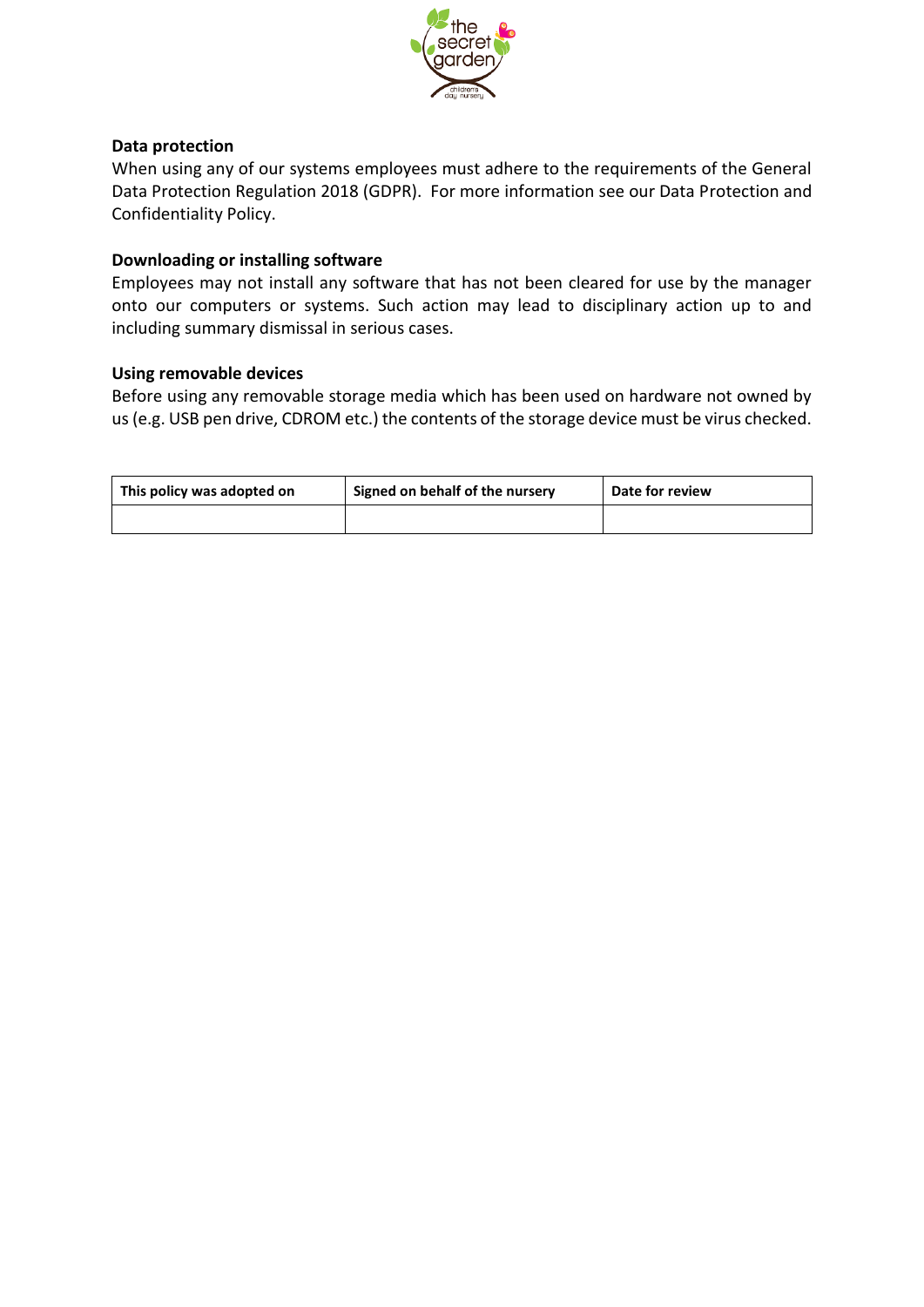### Data protection

When using any of our systems employees must adhere to the requirements of the General Data Protection Regulation 2018 (GDPR). For more information see our Data Protection and Confidentiality Policy.

### Downloading or installing software

Employees may not install any software that has not been cleared for use by the manager onto our computers or systems. Such action may lead to disciplinary action up to and including summary dismissal in serious cases.

### Using removable devices

Before using any removable storage media which has been used on hardware not owned by us (e.g. USB pen drive, CDROM etc.) the contents of the storage device must be virus checked.

| This policy was adopted on | Signed on behalf of the nursery | Date for review |
|---|---|---|
| | | |